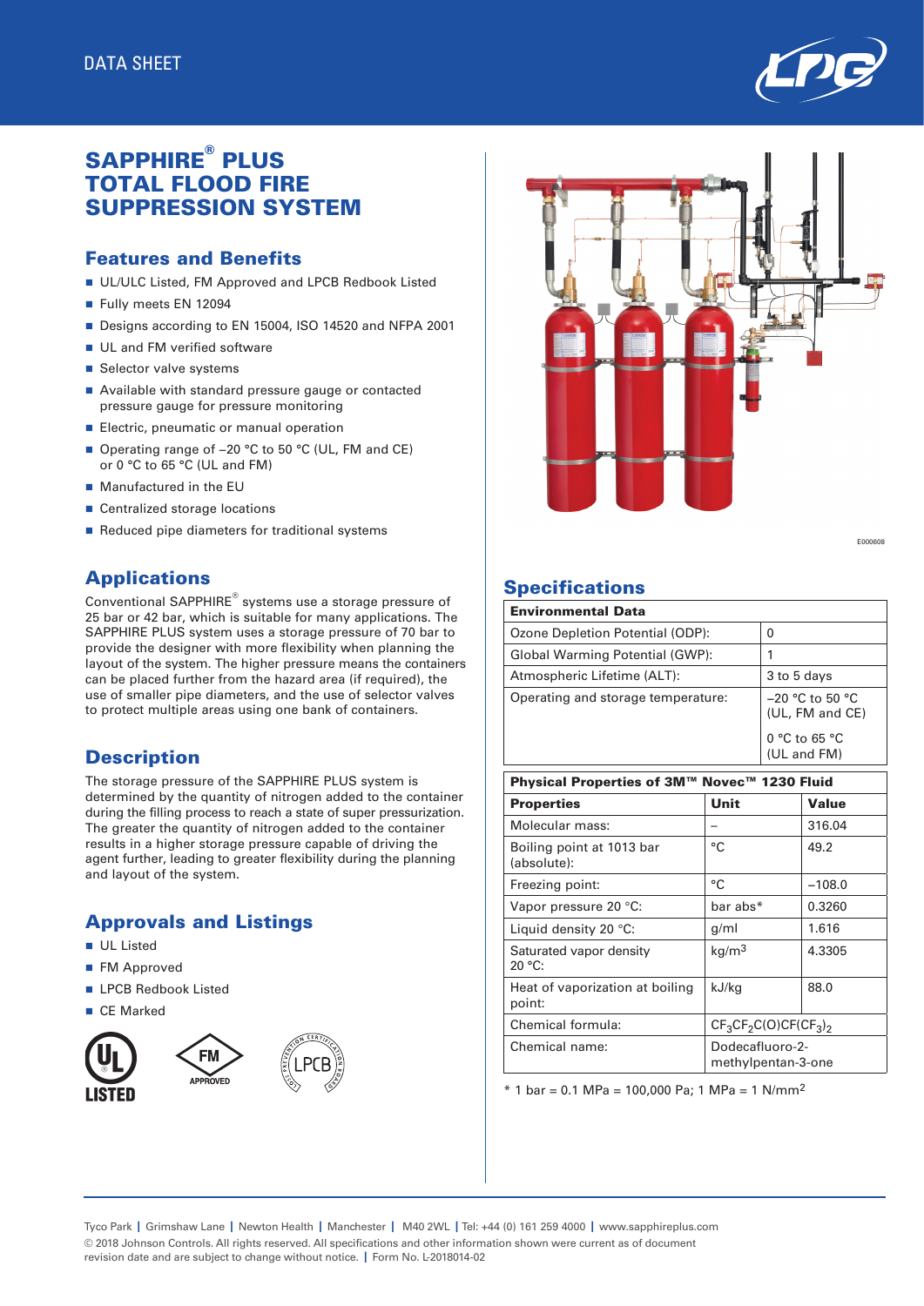DATA SHEET

# SAPPHIRE® PLUS TOTAL FLOOD FIRE SUPPRESSION SYSTEM

## Features and Benefits

- UL/ULC Listed, FM Approved and LPCB Redbook Listed
- Fully meets EN 12094
- Designs according to EN 15004, ISO 14520 and NFPA 2001
- UL and FM verified software
- Selector valve systems
- Available with standard pressure gauge or contacted pressure gauge for pressure monitoring
- Electric, pneumatic or manual operation
- Operating range of –20 °C to 50 °C (UL, FM and CE) or 0 °C to 65 °C (UL and FM)
- Manufactured in the EU
- Centralized storage locations
- Reduced pipe diameters for traditional systems

## Applications

Conventional SAPPHIRE® systems use a storage pressure of 25 bar or 42 bar, which is suitable for many applications. The SAPPHIRE PLUS system uses a storage pressure of 70 bar to provide the designer with more flexibility when planning the layout of the system. The higher pressure means the containers can be placed further from the hazard area (if required), the use of smaller pipe diameters, and the use of selector valves to protect multiple areas using one bank of containers.

## Description

The storage pressure of the SAPPHIRE PLUS system is determined by the quantity of nitrogen added to the container during the filling process to reach a state of super pressurization. The greater the quantity of nitrogen added to the container results in a higher storage pressure capable of driving the agent further, leading to greater flexibility during the planning and layout of the system.

## Approvals and Listings

- UL Listed
- FM Approved
- LPCB Redbook Listed
- CE Marked

E000608

## Specifications

| Environmental Data | |
|---|---|
| Ozone Depletion Potential (ODP): | 0 |
| Global Warming Potential (GWP): | 1 |
| Atmospheric Lifetime (ALT): | 3 to 5 days |
| Operating and storage temperature: | –20 °C to 50 °C (UL, FM and CE)<br>0 °C to 65 °C (UL and FM) |

| Physical Properties of 3M™ Novec™ 1230 Fluid | | |
|---|---|---|
| **Properties** | **Unit** | **Value** |
| Molecular mass: | – | 316.04 |
| Boiling point at 1013 bar (absolute): | °C | 49.2 |
| Freezing point: | °C | –108.0 |
| Vapor pressure 20 °C: | bar abs* | 0.3260 |
| Liquid density 20 °C: | g/ml | 1.616 |
| Saturated vapor density 20 °C: | $kg/m^3$ | 4.3305 |
| Heat of vaporization at boiling point: | kJ/kg | 88.0 |
| Chemical formula: | $CF_3CF_2C(O)CF(CF_3)_2$ | |
| Chemical name: | Dodecafluoro-2-methylpentan-3-one | |

\* 1 bar = 0.1 MPa = 100,000 Pa; 1 MPa = 1 $N/mm^2$

Tyco Park | Grimshaw Lane | Newton Health | Manchester | M40 2WL | Tel: +44 (0) 161 259 4000 | www.sapphireplus.com
© 2018 Johnson Controls. All rights reserved. All specifications and other information shown were current as of document revision date and are subject to change without notice. | Form No. L-2018014-02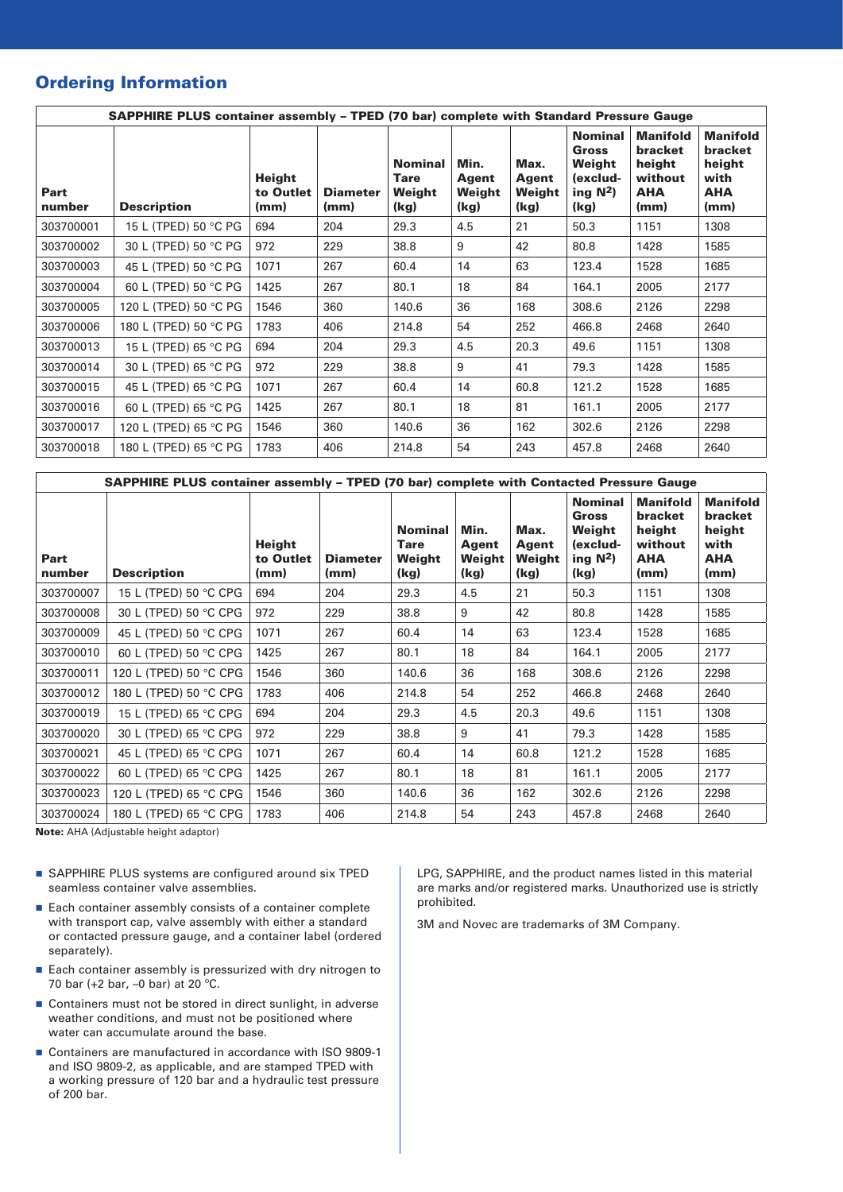## Ordering Information

| SAPPHIRE PLUS container assembly – TPED (70 bar) complete with Standard Pressure Gauge | | | | | | | | | |
|---|---|---|---|---|---|---|---|---|---|
| Part number | Description | Height to Outlet (mm) | Diameter (mm) | Nominal Tare Weight (kg) | Min. Agent Weight (kg) | Max. Agent Weight (kg) | Nominal Gross Weight (excluding $N^2$) (kg) | Manifold bracket height without AHA (mm) | Manifold bracket height with AHA (mm) |
| 303700001 | 15 L (TPED) 50 °C PG | 694 | 204 | 29.3 | 4.5 | 21 | 50.3 | 1151 | 1308 |
| 303700002 | 30 L (TPED) 50 °C PG | 972 | 229 | 38.8 | 9 | 42 | 80.8 | 1428 | 1585 |
| 303700003 | 45 L (TPED) 50 °C PG | 1071 | 267 | 60.4 | 14 | 63 | 123.4 | 1528 | 1685 |
| 303700004 | 60 L (TPED) 50 °C PG | 1425 | 267 | 80.1 | 18 | 84 | 164.1 | 2005 | 2177 |
| 303700005 | 120 L (TPED) 50 °C PG | 1546 | 360 | 140.6 | 36 | 168 | 308.6 | 2126 | 2298 |
| 303700006 | 180 L (TPED) 50 °C PG | 1783 | 406 | 214.8 | 54 | 252 | 466.8 | 2468 | 2640 |
| 303700013 | 15 L (TPED) 65 °C PG | 694 | 204 | 29.3 | 4.5 | 20.3 | 49.6 | 1151 | 1308 |
| 303700014 | 30 L (TPED) 65 °C PG | 972 | 229 | 38.8 | 9 | 41 | 79.3 | 1428 | 1585 |
| 303700015 | 45 L (TPED) 65 °C PG | 1071 | 267 | 60.4 | 14 | 60.8 | 121.2 | 1528 | 1685 |
| 303700016 | 60 L (TPED) 65 °C PG | 1425 | 267 | 80.1 | 18 | 81 | 161.1 | 2005 | 2177 |
| 303700017 | 120 L (TPED) 65 °C PG | 1546 | 360 | 140.6 | 36 | 162 | 302.6 | 2126 | 2298 |
| 303700018 | 180 L (TPED) 65 °C PG | 1783 | 406 | 214.8 | 54 | 243 | 457.8 | 2468 | 2640 |

| SAPPHIRE PLUS container assembly – TPED (70 bar) complete with Contacted Pressure Gauge | | | | | | | | | |
|---|---|---|---|---|---|---|---|---|---|
| Part number | Description | Height to Outlet (mm) | Diameter (mm) | Nominal Tare Weight (kg) | Min. Agent Weight (kg) | Max. Agent Weight (kg) | Nominal Gross Weight (excluding $N^2$) (kg) | Manifold bracket height without AHA (mm) | Manifold bracket height with AHA (mm) |
| 303700007 | 15 L (TPED) 50 °C CPG | 694 | 204 | 29.3 | 4.5 | 21 | 50.3 | 1151 | 1308 |
| 303700008 | 30 L (TPED) 50 °C CPG | 972 | 229 | 38.8 | 9 | 42 | 80.8 | 1428 | 1585 |
| 303700009 | 45 L (TPED) 50 °C CPG | 1071 | 267 | 60.4 | 14 | 63 | 123.4 | 1528 | 1685 |
| 303700010 | 60 L (TPED) 50 °C CPG | 1425 | 267 | 80.1 | 18 | 84 | 164.1 | 2005 | 2177 |
| 303700011 | 120 L (TPED) 50 °C CPG | 1546 | 360 | 140.6 | 36 | 168 | 308.6 | 2126 | 2298 |
| 303700012 | 180 L (TPED) 50 °C CPG | 1783 | 406 | 214.8 | 54 | 252 | 466.8 | 2468 | 2640 |
| 303700019 | 15 L (TPED) 65 °C CPG | 694 | 204 | 29.3 | 4.5 | 20.3 | 49.6 | 1151 | 1308 |
| 303700020 | 30 L (TPED) 65 °C CPG | 972 | 229 | 38.8 | 9 | 41 | 79.3 | 1428 | 1585 |
| 303700021 | 45 L (TPED) 65 °C CPG | 1071 | 267 | 60.4 | 14 | 60.8 | 121.2 | 1528 | 1685 |
| 303700022 | 60 L (TPED) 65 °C CPG | 1425 | 267 | 80.1 | 18 | 81 | 161.1 | 2005 | 2177 |
| 303700023 | 120 L (TPED) 65 °C CPG | 1546 | 360 | 140.6 | 36 | 162 | 302.6 | 2126 | 2298 |
| 303700024 | 180 L (TPED) 65 °C CPG | 1783 | 406 | 214.8 | 54 | 243 | 457.8 | 2468 | 2640 |

**Note:** AHA (Adjustable height adaptor)

- SAPPHIRE PLUS systems are configured around six TPED seamless container valve assemblies.
- Each container assembly consists of a container complete with transport cap, valve assembly with either a standard or contacted pressure gauge, and a container label (ordered separately).
- Each container assembly is pressurized with dry nitrogen to 70 bar (+2 bar, –0 bar) at 20 °C.
- Containers must not be stored in direct sunlight, in adverse weather conditions, and must not be positioned where water can accumulate around the base.
- Containers are manufactured in accordance with ISO 9809-1 and ISO 9809-2, as applicable, and are stamped TPED with a working pressure of 120 bar and a hydraulic test pressure of 200 bar.

LPG, SAPPHIRE, and the product names listed in this material are marks and/or registered marks. Unauthorized use is strictly prohibited.

3M and Novec are trademarks of 3M Company.